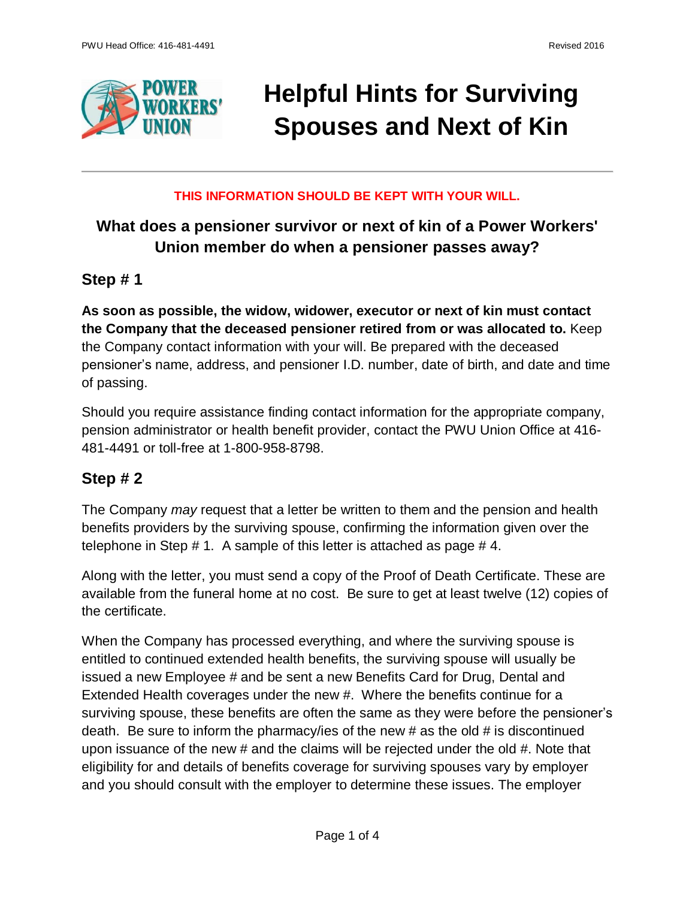# Helpful Hints for Surviving Spouses and Next of Kin

**THIS INFORMATION SHOULD BE KEPT WITH YOUR WILL.**

## What does a pensioner survivor or next of kin of a Power Workers' Union member do when a pensioner passes away?

### Step # 1

**As soon as possible, the widow, widower, executor or next of kin must contact the Company that the deceased pensioner retired from or was allocated to.** Keep the Company contact information with your will. Be prepared with the deceased pensioner's name, address, and pensioner I.D. number, date of birth, and date and time of passing.

Should you require assistance finding contact information for the appropriate company, pension administrator or health benefit provider, contact the PWU Union Office at 416-481-4491 or toll-free at 1-800-958-8798.

### Step # 2

The Company *may* request that a letter be written to them and the pension and health benefits providers by the surviving spouse, confirming the information given over the telephone in Step # 1. A sample of this letter is attached as page # 4.

Along with the letter, you must send a copy of the Proof of Death Certificate. These are available from the funeral home at no cost. Be sure to get at least twelve (12) copies of the certificate.

When the Company has processed everything, and where the surviving spouse is entitled to continued extended health benefits, the surviving spouse will usually be issued a new Employee # and be sent a new Benefits Card for Drug, Dental and Extended Health coverages under the new #. Where the benefits continue for a surviving spouse, these benefits are often the same as they were before the pensioner's death. Be sure to inform the pharmacy/ies of the new # as the old # is discontinued upon issuance of the new # and the claims will be rejected under the old #. Note that eligibility for and details of benefits coverage for surviving spouses vary by employer and you should consult with the employer to determine these issues. The employer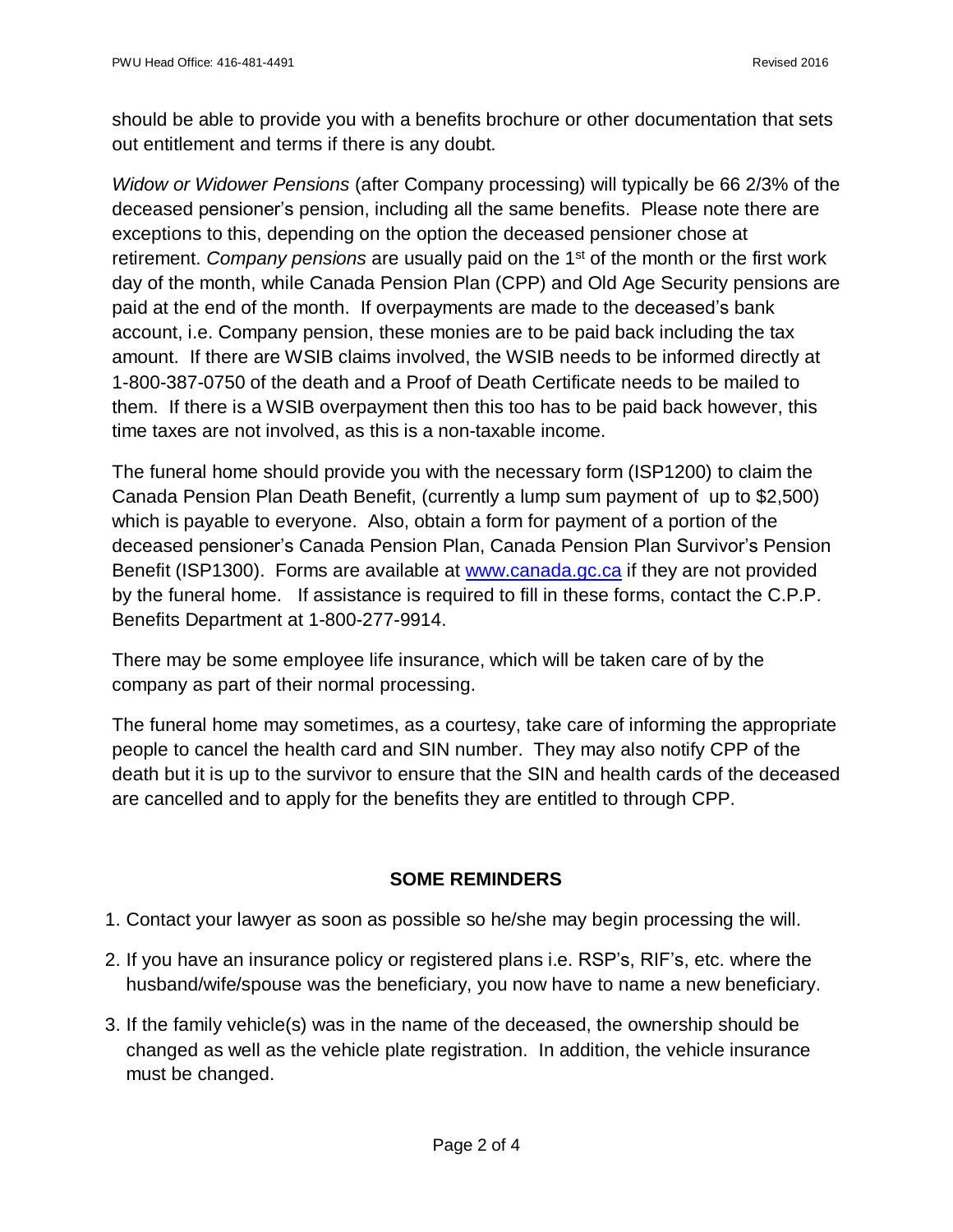should be able to provide you with a benefits brochure or other documentation that sets out entitlement and terms if there is any doubt.

*Widow or Widower Pensions* (after Company processing) will typically be 66 2/3% of the deceased pensioner's pension, including all the same benefits. Please note there are exceptions to this, depending on the option the deceased pensioner chose at retirement. *Company pensions* are usually paid on the 1st of the month or the first work day of the month, while Canada Pension Plan (CPP) and Old Age Security pensions are paid at the end of the month. If overpayments are made to the deceased's bank account, i.e. Company pension, these monies are to be paid back including the tax amount. If there are WSIB claims involved, the WSIB needs to be informed directly at 1-800-387-0750 of the death and a Proof of Death Certificate needs to be mailed to them. If there is a WSIB overpayment then this too has to be paid back however, this time taxes are not involved, as this is a non-taxable income.

The funeral home should provide you with the necessary form (ISP1200) to claim the Canada Pension Plan Death Benefit, (currently a lump sum payment of up to $2,500) which is payable to everyone. Also, obtain a form for payment of a portion of the deceased pensioner's Canada Pension Plan, Canada Pension Plan Survivor's Pension Benefit (ISP1300). Forms are available at [www.canada.gc.ca](http://www.canada.gc.ca) if they are not provided by the funeral home. If assistance is required to fill in these forms, contact the C.P.P. Benefits Department at 1-800-277-9914.

There may be some employee life insurance, which will be taken care of by the company as part of their normal processing.

The funeral home may sometimes, as a courtesy, take care of informing the appropriate people to cancel the health card and SIN number. They may also notify CPP of the death but it is up to the survivor to ensure that the SIN and health cards of the deceased are cancelled and to apply for the benefits they are entitled to through CPP.

## SOME REMINDERS

1. Contact your lawyer as soon as possible so he/she may begin processing the will.
2. If you have an insurance policy or registered plans i.e. RSP's, RIF's, etc. where the husband/wife/spouse was the beneficiary, you now have to name a new beneficiary.
3. If the family vehicle(s) was in the name of the deceased, the ownership should be changed as well as the vehicle plate registration. In addition, the vehicle insurance must be changed.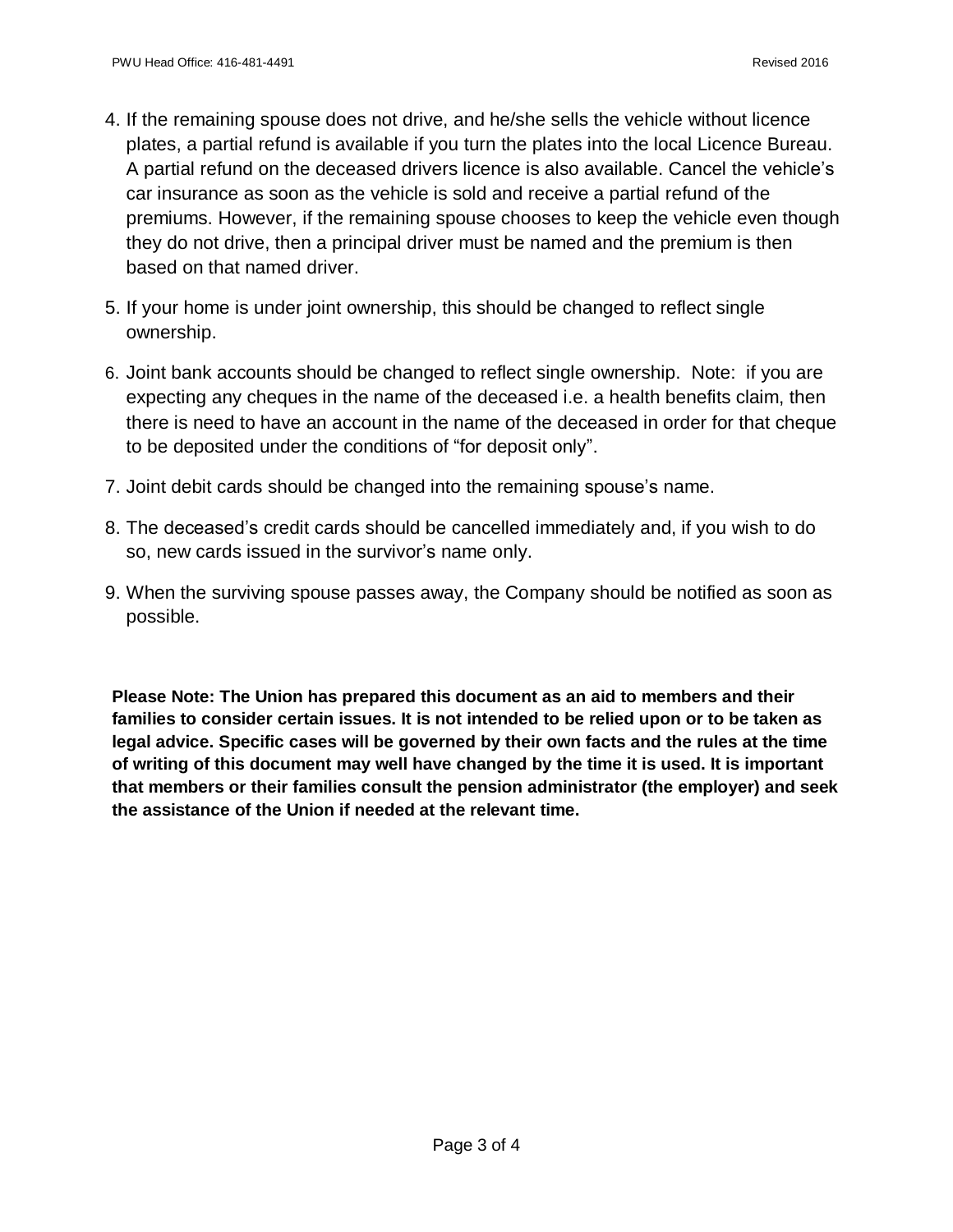4. If the remaining spouse does not drive, and he/she sells the vehicle without licence plates, a partial refund is available if you turn the plates into the local Licence Bureau. A partial refund on the deceased drivers licence is also available. Cancel the vehicle's car insurance as soon as the vehicle is sold and receive a partial refund of the premiums. However, if the remaining spouse chooses to keep the vehicle even though they do not drive, then a principal driver must be named and the premium is then based on that named driver.
5. If your home is under joint ownership, this should be changed to reflect single ownership.
6. Joint bank accounts should be changed to reflect single ownership. Note: if you are expecting any cheques in the name of the deceased i.e. a health benefits claim, then there is need to have an account in the name of the deceased in order for that cheque to be deposited under the conditions of "for deposit only".
7. Joint debit cards should be changed into the remaining spouse's name.
8. The deceased's credit cards should be cancelled immediately and, if you wish to do so, new cards issued in the survivor's name only.
9. When the surviving spouse passes away, the Company should be notified as soon as possible.

**Please Note: The Union has prepared this document as an aid to members and their families to consider certain issues. It is not intended to be relied upon or to be taken as legal advice. Specific cases will be governed by their own facts and the rules at the time of writing of this document may well have changed by the time it is used. It is important that members or their families consult the pension administrator (the employer) and seek the assistance of the Union if needed at the relevant time.**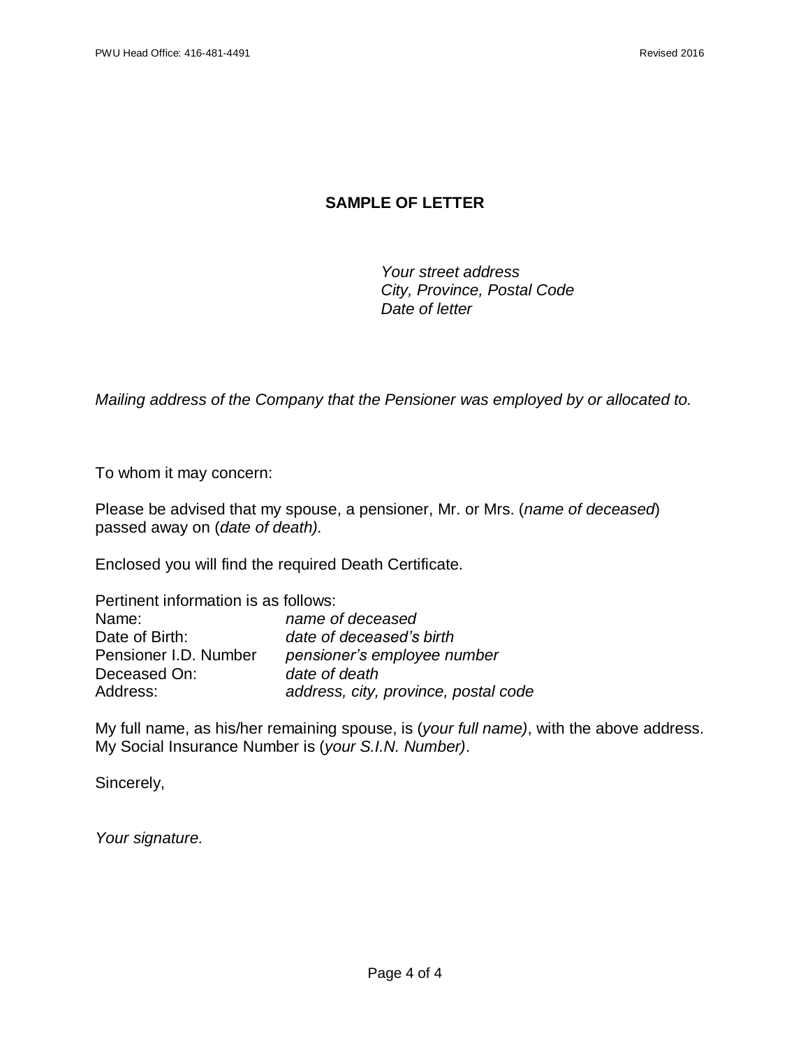**SAMPLE OF LETTER**

*Your street address*
*City, Province, Postal Code*
*Date of letter*

*Mailing address of the Company that the Pensioner was employed by or allocated to.*

To whom it may concern:

Please be advised that my spouse, a pensioner, Mr. or Mrs. (*name of deceased*) passed away on (*date of death).*

Enclosed you will find the required Death Certificate.

Pertinent information is as follows:

| | |
|---|---|
| Name: | *name of deceased* |
| Date of Birth: | *date of deceased's birth* |
| Pensioner I.D. Number | *pensioner's employee number* |
| Deceased On: | *date of death* |
| Address: | *address, city, province, postal code* |

My full name, as his/her remaining spouse, is (*your full name)*, with the above address. My Social Insurance Number is (*your S.I.N. Number)*.

Sincerely,

*Your signature.*